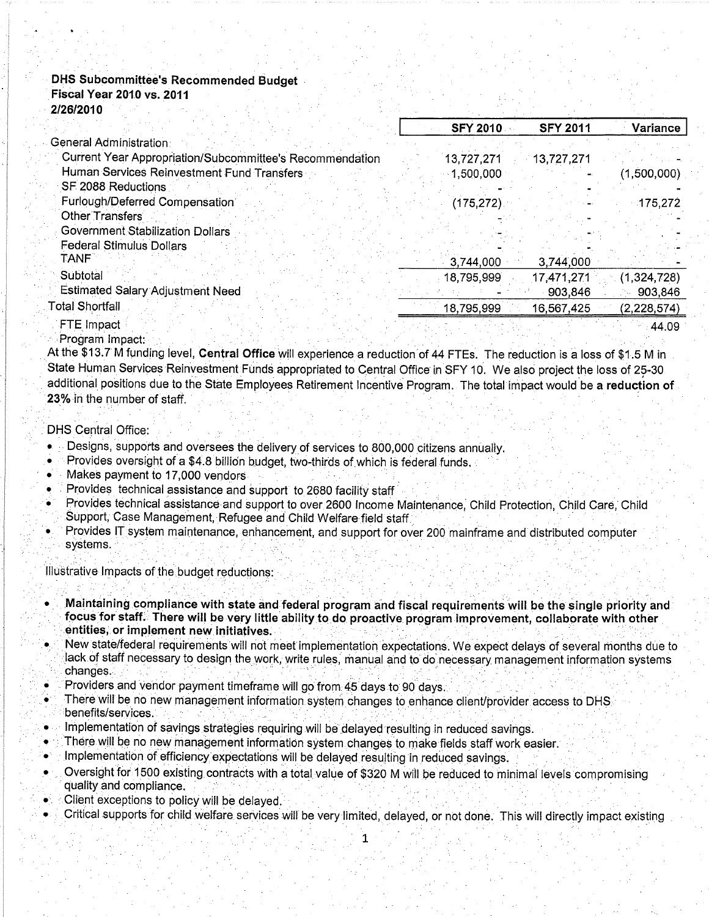**DHS Subcommittee's Recommended Budget**
**Fiscal Year 2010 vs. 2011**
**2/26/2010**

| | SFY 2010 | SFY 2011 | Variance |
|---|---|---|---|
| General Administration | | | |
| Current Year Appropriation/Subcommittee's Recommendation | 13,727,271 | 13,727,271 | - |
| Human Services Reinvestment Fund Transfers | 1,500,000 | - | (1,500,000) |
| SF 2088 Reductions | - | - | - |
| Furlough/Deferred Compensation | (175,272) | - | 175,272 |
| Other Transfers | - | - | - |
| Government Stabilization Dollars | - | - | - |
| Federal Stimulus Dollars | - | - | - |
| TANF | 3,744,000 | 3,744,000 | - |
| Subtotal | 18,795,999 | 17,471,271 | (1,324,728) |
| Estimated Salary Adjustment Need | - | 903,846 | 903,846 |
| Total Shortfall | 18,795,999 | 16,567,425 | (2,228,574) |
| FTE Impact | | | 44.09 |

Program Impact:

At the $13.7 M funding level, **Central Office** will experience a reduction of 44 FTEs. The reduction is a loss of $1.5 M in State Human Services Reinvestment Funds appropriated to Central Office in SFY 10. We also project the loss of 25-30 additional positions due to the State Employees Retirement Incentive Program. The total impact would be **a reduction of 23%** in the number of staff.

DHS Central Office:

- Designs, supports and oversees the delivery of services to 800,000 citizens annually.
- Provides oversight of a $4.8 billion budget, two-thirds of which is federal funds.
- Makes payment to 17,000 vendors
- Provides technical assistance and support to 2680 facility staff
- Provides technical assistance and support to over 2600 Income Maintenance, Child Protection, Child Care, Child Support, Case Management, Refugee and Child Welfare field staff.
- Provides IT system maintenance, enhancement, and support for over 200 mainframe and distributed computer systems.

Illustrative Impacts of the budget reductions:

- **Maintaining compliance with state and federal program and fiscal requirements will be the single priority and focus for staff. There will be very little ability to do proactive program improvement, collaborate with other entities, or implement new initiatives.**
- New state/federal requirements will not meet implementation expectations. We expect delays of several months due to lack of staff necessary to design the work, write rules, manual and to do necessary management information systems changes.
- Providers and vendor payment timeframe will go from 45 days to 90 days.
- There will be no new management information system changes to enhance client/provider access to DHS benefits/services.
- Implementation of savings strategies requiring will be delayed resulting in reduced savings.
- There will be no new management information system changes to make fields staff work easier.
- Implementation of efficiency expectations will be delayed resulting in reduced savings.
- Oversight for 1500 existing contracts with a total value of $320 M will be reduced to minimal levels compromising quality and compliance.
- Client exceptions to policy will be delayed.
- Critical supports for child welfare services will be very limited, delayed, or not done. This will directly impact existing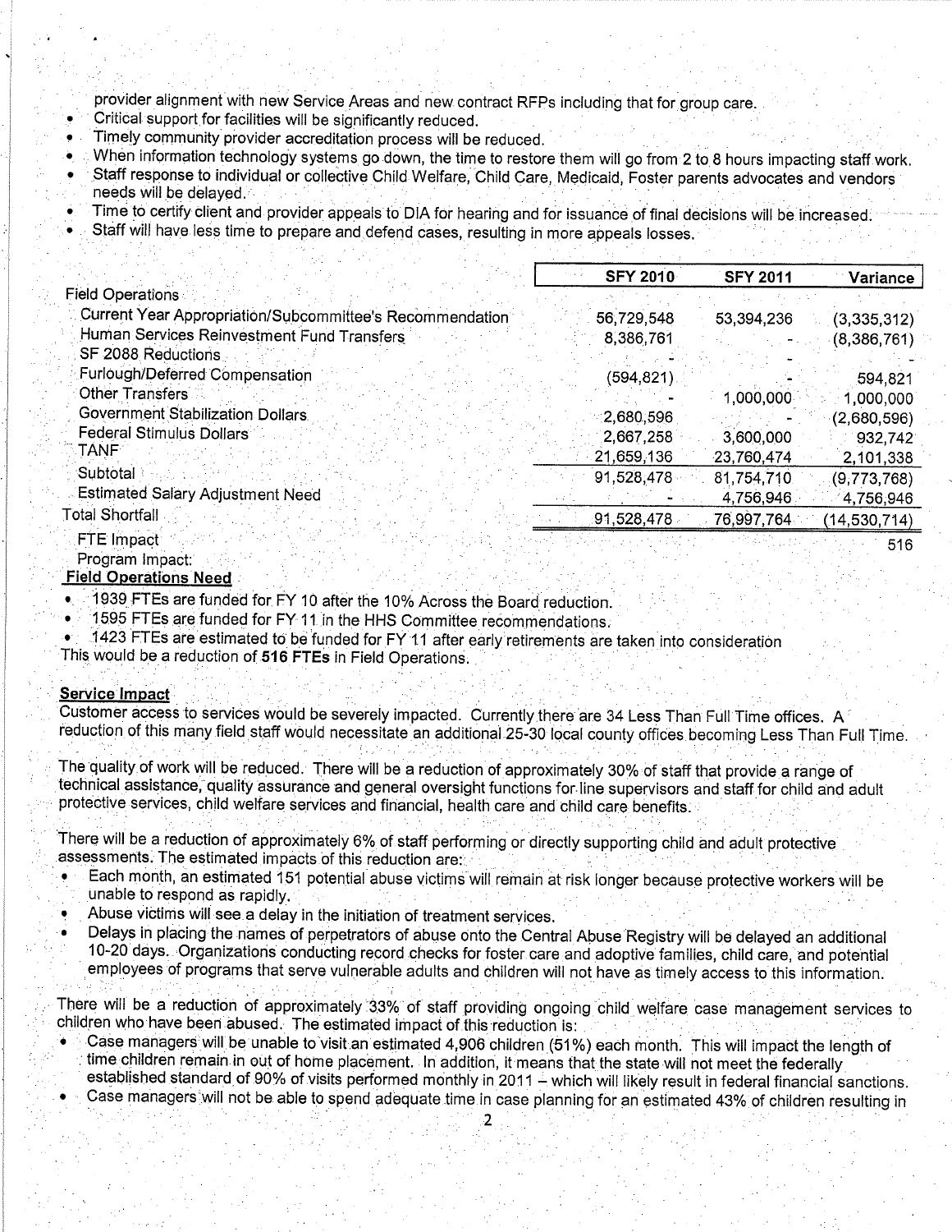provider alignment with new Service Areas and new contract RFPs including that for group care.

- Critical support for facilities will be significantly reduced.
- Timely community provider accreditation process will be reduced.
- When information technology systems go down, the time to restore them will go from 2 to 8 hours impacting staff work.
- Staff response to individual or collective Child Welfare, Child Care, Medicaid, Foster parents advocates and vendors needs will be delayed.
- Time to certify client and provider appeals to DIA for hearing and for issuance of final decisions will be increased.
- Staff will have less time to prepare and defend cases, resulting in more appeals losses.

| | SFY 2010 | SFY 2011 | Variance |
|---|---|---|---|
| Field Operations | | | |
| Current Year Appropriation/Subcommittee's Recommendation | 56,729,548 | 53,394,236 | (3,335,312) |
| Human Services Reinvestment Fund Transfers | 8,386,761 | - | (8,386,761) |
| SF 2088 Reductions | - | - | - |
| Furlough/Deferred Compensation | (594,821) | - | 594,821 |
| Other Transfers | - | 1,000,000 | 1,000,000 |
| Government Stabilization Dollars | 2,680,596 | - | (2,680,596) |
| Federal Stimulus Dollars | 2,667,258 | 3,600,000 | 932,742 |
| TANF | 21,659,136 | 23,760,474 | 2,101,338 |
| Subtotal | 91,528,478 | 81,754,710 | (9,773,768) |
| Estimated Salary Adjustment Need | - | 4,756,946 | 4,756,946 |
| Total Shortfall | 91,528,478 | 76,997,764 | (14,530,714) |
| FTE Impact | | | 516 |
| Program Impact: | | | |

**Field Operations Need**

- 1939 FTEs are funded for FY 10 after the 10% Across the Board reduction.
- 1595 FTEs are funded for FY 11 in the HHS Committee recommendations.
- 1423 FTEs are estimated to be funded for FY 11 after early retirements are taken into consideration

This would be a reduction of **516 FTEs** in Field Operations.

**Service Impact**

Customer access to services would be severely impacted. Currently there are 34 Less Than Full Time offices. A reduction of this many field staff would necessitate an additional 25-30 local county offices becoming Less Than Full Time.

The quality of work will be reduced. There will be a reduction of approximately 30% of staff that provide a range of technical assistance, quality assurance and general oversight functions for line supervisors and staff for child and adult protective services, child welfare services and financial, health care and child care benefits.

There will be a reduction of approximately 6% of staff performing or directly supporting child and adult protective assessments. The estimated impacts of this reduction are:

- Each month, an estimated 151 potential abuse victims will remain at risk longer because protective workers will be unable to respond as rapidly.
- Abuse victims will see a delay in the initiation of treatment services.
- Delays in placing the names of perpetrators of abuse onto the Central Abuse Registry will be delayed an additional 10-20 days. Organizations conducting record checks for foster care and adoptive families, child care, and potential employees of programs that serve vulnerable adults and children will not have as timely access to this information.

There will be a reduction of approximately 33% of staff providing ongoing child welfare case management services to children who have been abused. The estimated impact of this reduction is:

- Case managers will be unable to visit an estimated 4,906 children (51%) each month. This will impact the length of time children remain in out of home placement. In addition, it means that the state will not meet the federally established standard of 90% of visits performed monthly in 2011 – which will likely result in federal financial sanctions.
- Case managers will not be able to spend adequate time in case planning for an estimated 43% of children resulting in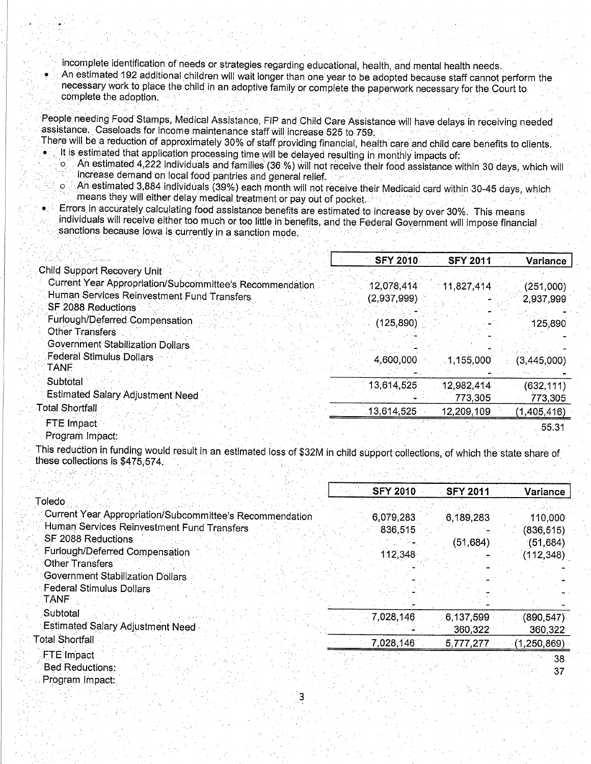incomplete identification of needs or strategies regarding educational, health, and mental health needs.

- An estimated 192 additional children will wait longer than one year to be adopted because staff cannot perform the necessary work to place the child in an adoptive family or complete the paperwork necessary for the Court to complete the adoption.

People needing Food Stamps, Medical Assistance, FIP and Child Care Assistance will have delays in receiving needed assistance. Caseloads for income maintenance staff will increase 525 to 759.
There will be a reduction of approximately 30% of staff providing financial, health care and child care benefits to clients.

- It is estimated that application processing time will be delayed resulting in monthly impacts of:
  - An estimated 4,222 individuals and families (36 %) will not receive their food assistance within 30 days, which will increase demand on local food pantries and general relief.
  - An estimated 3,884 individuals (39%) each month will not receive their Medicaid card within 30-45 days, which means they will either delay medical treatment or pay out of pocket.
- Errors in accurately calculating food assistance benefits are estimated to increase by over 30%. This means individuals will receive either too much or too little in benefits, and the Federal Government will impose financial sanctions because Iowa is currently in a sanction mode.

| | SFY 2010 | SFY 2011 | Variance |
|---|---|---|---|
| Child Support Recovery Unit | | | |
| Current Year Appropriation/Subcommittee's Recommendation | 12,078,414 | 11,827,414 | (251,000) |
| Human Services Reinvestment Fund Transfers | (2,937,999) | - | 2,937,999 |
| SF 2088 Reductions | - | - | - |
| Furlough/Deferred Compensation | (125,890) | - | 125,890 |
| Other Transfers | - | - | - |
| Government Stabilization Dollars | - | - | - |
| Federal Stimulus Dollars | 4,600,000 | 1,155,000 | (3,445,000) |
| TANF | - | - | - |
| Subtotal | 13,614,525 | 12,982,414 | (632,111) |
| Estimated Salary Adjustment Need | - | 773,305 | 773,305 |
| Total Shortfall | 13,614,525 | 12,209,109 | (1,405,416) |
| FTE Impact | | | 55.31 |
| Program Impact: | | | |

This reduction in funding would result in an estimated loss of $32M in child support collections, of which the state share of these collections is $475,574.

| | SFY 2010 | SFY 2011 | Variance |
|---|---|---|---|
| Toledo | | | |
| Current Year Appropriation/Subcommittee's Recommendation | 6,079,283 | 6,189,283 | 110,000 |
| Human Services Reinvestment Fund Transfers | 836,515 | - | (836,515) |
| SF 2088 Reductions | - | (51,684) | (51,684) |
| Furlough/Deferred Compensation | 112,348 | - | (112,348) |
| Other Transfers | - | - | - |
| Government Stabilization Dollars | - | - | - |
| Federal Stimulus Dollars | - | - | - |
| TANF | - | - | - |
| Subtotal | 7,028,146 | 6,137,599 | (890,547) |
| Estimated Salary Adjustment Need | - | 360,322 | 360,322 |
| Total Shortfall | 7,028,146 | 5,777,277 | (1,250,869) |
| FTE Impact | | | 38 |
| Bed Reductions: | | | 37 |
| Program Impact: | | | |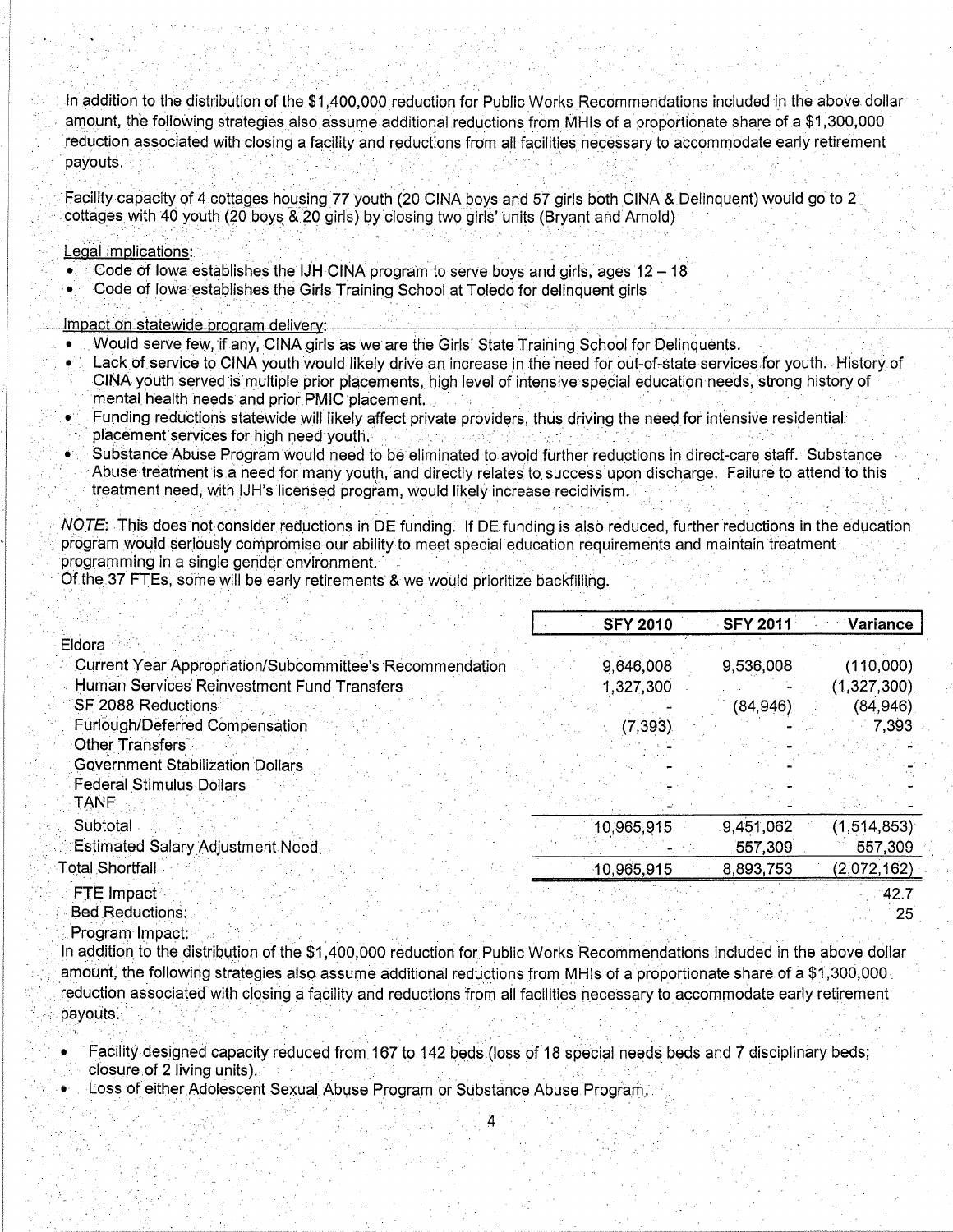In addition to the distribution of the $1,400,000 reduction for Public Works Recommendations included in the above dollar amount, the following strategies also assume additional reductions from MHIs of a proportionate share of a $1,300,000 reduction associated with closing a facility and reductions from all facilities necessary to accommodate early retirement payouts.

Facility capacity of 4 cottages housing 77 youth (20 CINA boys and 57 girls both CINA & Delinquent) would go to 2 cottages with 40 youth (20 boys & 20 girls) by closing two girls' units (Bryant and Arnold)

Legal implications:

- Code of Iowa establishes the IJH CINA program to serve boys and girls, ages 12 – 18
- Code of Iowa establishes the Girls Training School at Toledo for delinquent girls

Impact on statewide program delivery:

- Would serve few, if any, CINA girls as we are the Girls' State Training School for Delinquents.
- Lack of service to CINA youth would likely drive an increase in the need for out-of-state services for youth. History of CINA youth served is multiple prior placements, high level of intensive special education needs, strong history of mental health needs and prior PMIC placement.
- Funding reductions statewide will likely affect private providers, thus driving the need for intensive residential placement services for high need youth.
- Substance Abuse Program would need to be eliminated to avoid further reductions in direct-care staff. Substance Abuse treatment is a need for many youth, and directly relates to success upon discharge. Failure to attend to this treatment need, with IJH's licensed program, would likely increase recidivism.

*NOTE*: This does not consider reductions in DE funding. If DE funding is also reduced, further reductions in the education program would seriously compromise our ability to meet special education requirements and maintain treatment programming in a single gender environment.

Of the 37 FTEs, some will be early retirements & we would prioritize backfilling.

| | SFY 2010 | SFY 2011 | Variance |
|---|---|---|---|
| Eldora | | | |
| Current Year Appropriation/Subcommittee's Recommendation | 9,646,008 | 9,536,008 | (110,000) |
| Human Services Reinvestment Fund Transfers | 1,327,300 | - | (1,327,300) |
| SF 2088 Reductions | - | (84,946) | (84,946) |
| Furlough/Deferred Compensation | (7,393) | - | 7,393 |
| Other Transfers | - | - | - |
| Government Stabilization Dollars | - | - | - |
| Federal Stimulus Dollars | - | - | - |
| TANF | - | - | - |
| Subtotal | 10,965,915 | 9,451,062 | (1,514,853) |
| Estimated Salary Adjustment Need | - | 557,309 | 557,309 |
| Total Shortfall | 10,965,915 | 8,893,753 | (2,072,162) |
| FTE Impact | | | 42.7 |
| Bed Reductions: | | | 25 |
| Program Impact: | | | |

In addition to the distribution of the $1,400,000 reduction for Public Works Recommendations included in the above dollar amount, the following strategies also assume additional reductions from MHIs of a proportionate share of a $1,300,000 reduction associated with closing a facility and reductions from all facilities necessary to accommodate early retirement payouts.

- Facility designed capacity reduced from 167 to 142 beds (loss of 18 special needs beds and 7 disciplinary beds; closure of 2 living units).
- Loss of either Adolescent Sexual Abuse Program or Substance Abuse Program.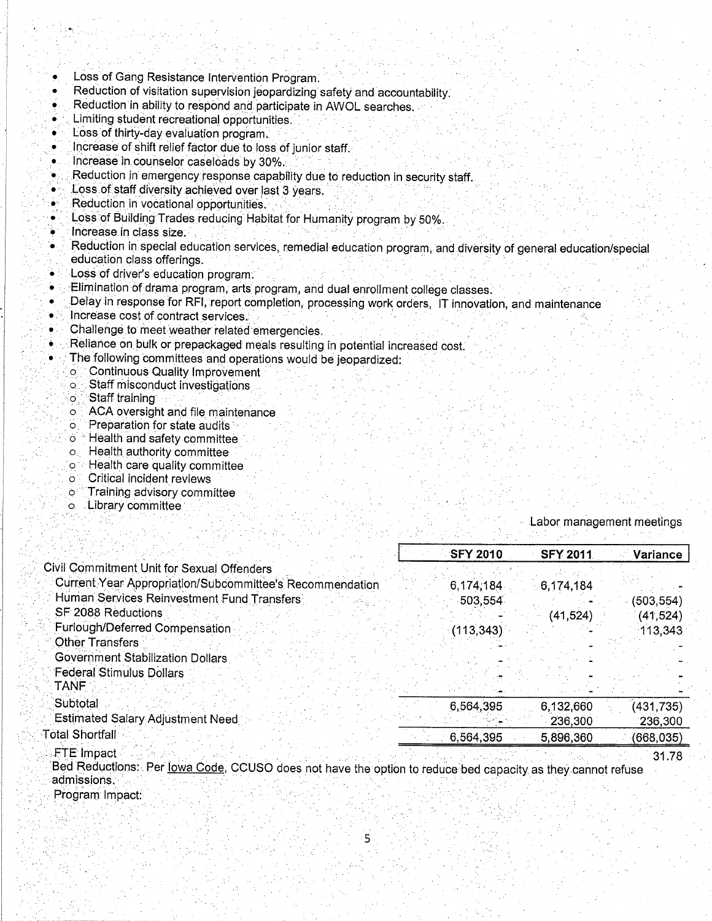- Loss of Gang Resistance Intervention Program.
- Reduction of visitation supervision jeopardizing safety and accountability.
- Reduction in ability to respond and participate in AWOL searches.
- Limiting student recreational opportunities.
- Loss of thirty-day evaluation program.
- Increase of shift relief factor due to loss of junior staff.
- Increase in counselor caseloads by 30%.
- Reduction in emergency response capability due to reduction in security staff.
- Loss of staff diversity achieved over last 3 years.
- Reduction in vocational opportunities.
- Loss of Building Trades reducing Habitat for Humanity program by 50%.
- Increase in class size.
- Reduction in special education services, remedial education program, and diversity of general education/special education class offerings.
- Loss of driver's education program.
- Elimination of drama program, arts program, and dual enrollment college classes.
- Delay in response for RFI, report completion, processing work orders, IT innovation, and maintenance
- Increase cost of contract services.
- Challenge to meet weather related emergencies.
- Reliance on bulk or prepackaged meals resulting in potential increased cost.
- The following committees and operations would be jeopardized:
  - Continuous Quality Improvement
  - Staff misconduct investigations
  - Staff training
  - ACA oversight and file maintenance
  - Preparation for state audits
  - Health and safety committee
  - Health authority committee
  - Health care quality committee
  - Critical incident reviews
  - Training advisory committee
  - Library committee
  - Labor management meetings

| | SFY 2010 | SFY 2011 | Variance |
|---|---|---|---|
| **Civil Commitment Unit for Sexual Offenders** | | | |
| Current Year Appropriation/Subcommittee's Recommendation | 6,174,184 | 6,174,184 | - |
| Human Services Reinvestment Fund Transfers | 503,554 | - | (503,554) |
| SF 2088 Reductions | - | (41,524) | (41,524) |
| Furlough/Deferred Compensation | (113,343) | - | 113,343 |
| Other Transfers | - | - | - |
| Government Stabilization Dollars | - | - | - |
| Federal Stimulus Dollars | - | - | - |
| TANF | - | - | - |
| Subtotal | 6,564,395 | 6,132,660 | (431,735) |
| Estimated Salary Adjustment Need | - | 236,300 | 236,300 |
| Total Shortfall | 6,564,395 | 5,896,360 | (668,035) |
| FTE Impact | | | 31.78 |

Bed Reductions: Per Iowa Code, CCUSO does not have the option to reduce bed capacity as they cannot refuse admissions.

Program Impact: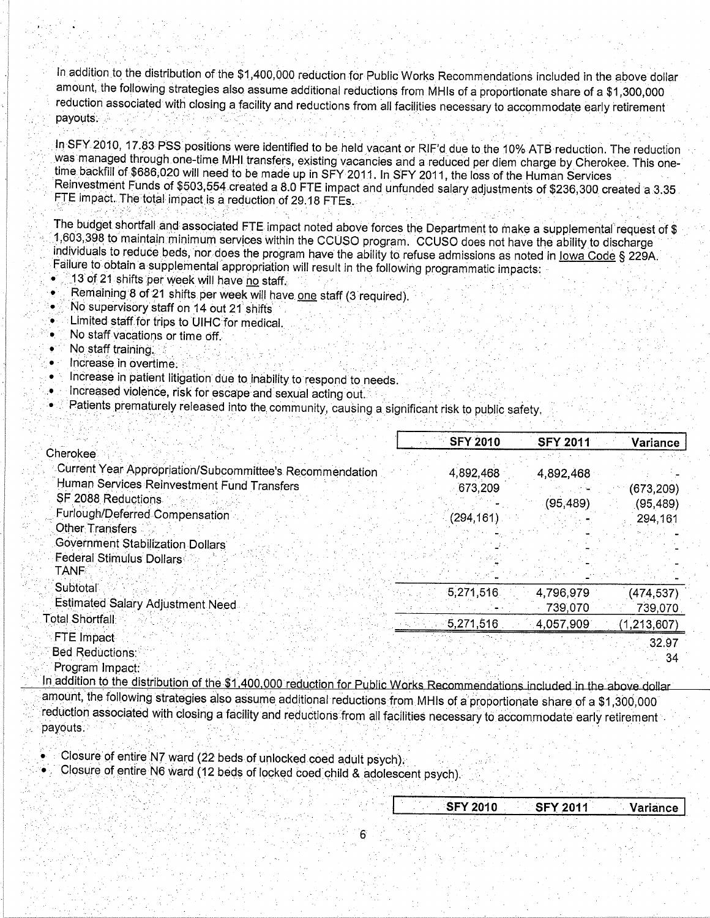In addition to the distribution of the $1,400,000 reduction for Public Works Recommendations included in the above dollar amount, the following strategies also assume additional reductions from MHIs of a proportionate share of a $1,300,000 reduction associated with closing a facility and reductions from all facilities necessary to accommodate early retirement payouts.

In SFY 2010, 17.83 PSS positions were identified to be held vacant or RIF'd due to the 10% ATB reduction. The reduction was managed through one-time MHI transfers, existing vacancies and a reduced per diem charge by Cherokee. This one-time backfill of $686,020 will need to be made up in SFY 2011. In SFY 2011, the loss of the Human Services Reinvestment Funds of $503,554 created a 8.0 FTE impact and unfunded salary adjustments of $236,300 created a 3.35 FTE impact. The total impact is a reduction of 29.18 FTEs.

The budget shortfall and associated FTE impact noted above forces the Department to make a supplemental request of $ 1,603,398 to maintain minimum services within the CCUSO program. CCUSO does not have the ability to discharge individuals to reduce beds, nor does the program have the ability to refuse admissions as noted in Iowa Code § 229A. Failure to obtain a supplemental appropriation will result in the following programmatic impacts:

- 13 of 21 shifts per week will have no staff.
- Remaining 8 of 21 shifts per week will have one staff (3 required).
- No supervisory staff on 14 out 21 shifts
- Limited staff for trips to UIHC for medical.
- No staff vacations or time off.
- No staff training.
- Increase in overtime.
- Increase in patient litigation due to inability to respond to needs.
- Increased violence, risk for escape and sexual acting out.
- Patients prematurely released into the community, causing a significant risk to public safety.

| | SFY 2010 | SFY 2011 | Variance |
|---|---|---|---|
| **Cherokee** | | | |
| Current Year Appropriation/Subcommittee's Recommendation | 4,892,468 | 4,892,468 | - |
| Human Services Reinvestment Fund Transfers | 673,209 | - | (673,209) |
| SF 2088 Reductions | - | (95,489) | (95,489) |
| Furlough/Deferred Compensation | (294,161) | - | 294,161 |
| Other Transfers | - | - | - |
| Government Stabilization Dollars | - | - | - |
| Federal Stimulus Dollars | - | - | - |
| TANF | - | - | - |
| Subtotal | 5,271,516 | 4,796,979 | (474,537) |
| Estimated Salary Adjustment Need | - | 739,070 | 739,070 |
| **Total Shortfall** | 5,271,516 | 4,057,909 | (1,213,607) |
| FTE Impact | | | 32.97 |
| Bed Reductions: | | | 34 |
| Program Impact: | | | |

In addition to the distribution of the $1,400,000 reduction for Public Works Recommendations included in the above dollar amount, the following strategies also assume additional reductions from MHIs of a proportionate share of a $1,300,000 reduction associated with closing a facility and reductions from all facilities necessary to accommodate early retirement payouts.

- Closure of entire N7 ward (22 beds of unlocked coed adult psych).
- Closure of entire N6 ward (12 beds of locked coed child & adolescent psych).

| | SFY 2010 | SFY 2011 | Variance |
|---|---|---|---|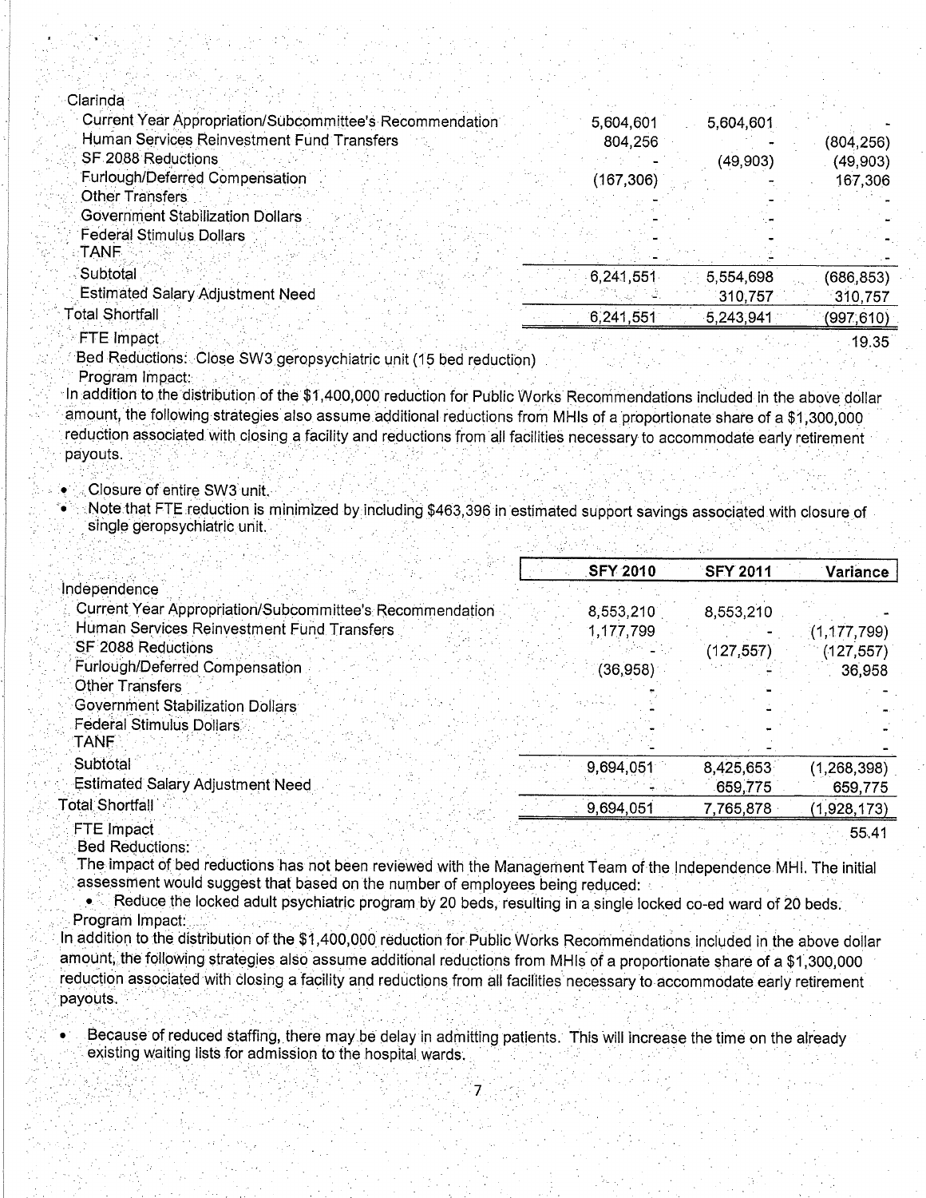| | SFY 2010 | SFY 2011 | Variance |
|---|---|---|---|
| **Clarinda** | | | |
| Current Year Appropriation/Subcommittee's Recommendation | 5,604,601 | 5,604,601 | - |
| Human Services Reinvestment Fund Transfers | 804,256 | - | (804,256) |
| SF 2088 Reductions | - | (49,903) | (49,903) |
| Furlough/Deferred Compensation | (167,306) | - | 167,306 |
| Other Transfers | - | - | - |
| Government Stabilization Dollars | - | - | - |
| Federal Stimulus Dollars | - | - | - |
| TANF | - | - | - |
| Subtotal | 6,241,551 | 5,554,698 | (686,853) |
| Estimated Salary Adjustment Need | - | 310,757 | 310,757 |
| Total Shortfall | 6,241,551 | 5,243,941 | (997,610) |
| FTE Impact | | | 19.35 |

Bed Reductions: Close SW3 geropsychiatric unit (15 bed reduction)

Program Impact:

In addition to the distribution of the $1,400,000 reduction for Public Works Recommendations included in the above dollar amount, the following strategies also assume additional reductions from MHIs of a proportionate share of a $1,300,000 reduction associated with closing a facility and reductions from all facilities necessary to accommodate early retirement payouts.

- Closure of entire SW3 unit.
- Note that FTE reduction is minimized by including $463,396 in estimated support savings associated with closure of single geropsychiatric unit.

| | SFY 2010 | SFY 2011 | Variance |
|---|---|---|---|
| **Independence** | | | |
| Current Year Appropriation/Subcommittee's Recommendation | 8,553,210 | 8,553,210 | - |
| Human Services Reinvestment Fund Transfers | 1,177,799 | - | (1,177,799) |
| SF 2088 Reductions | - | (127,557) | (127,557) |
| Furlough/Deferred Compensation | (36,958) | - | 36,958 |
| Other Transfers | - | - | - |
| Government Stabilization Dollars | - | - | - |
| Federal Stimulus Dollars | - | - | - |
| TANF | - | - | - |
| Subtotal | 9,694,051 | 8,425,653 | (1,268,398) |
| Estimated Salary Adjustment Need | - | 659,775 | 659,775 |
| Total Shortfall | 9,694,051 | 7,765,878 | (1,928,173) |
| FTE Impact | | | 55.41 |

Bed Reductions:

The impact of bed reductions has not been reviewed with the Management Team of the Independence MHI. The initial assessment would suggest that based on the number of employees being reduced:

- Reduce the locked adult psychiatric program by 20 beds, resulting in a single locked co-ed ward of 20 beds.

Program Impact:

In addition to the distribution of the $1,400,000 reduction for Public Works Recommendations included in the above dollar amount, the following strategies also assume additional reductions from MHIs of a proportionate share of a $1,300,000 reduction associated with closing a facility and reductions from all facilities necessary to accommodate early retirement payouts.

- Because of reduced staffing, there may be delay in admitting patients. This will increase the time on the already existing waiting lists for admission to the hospital wards.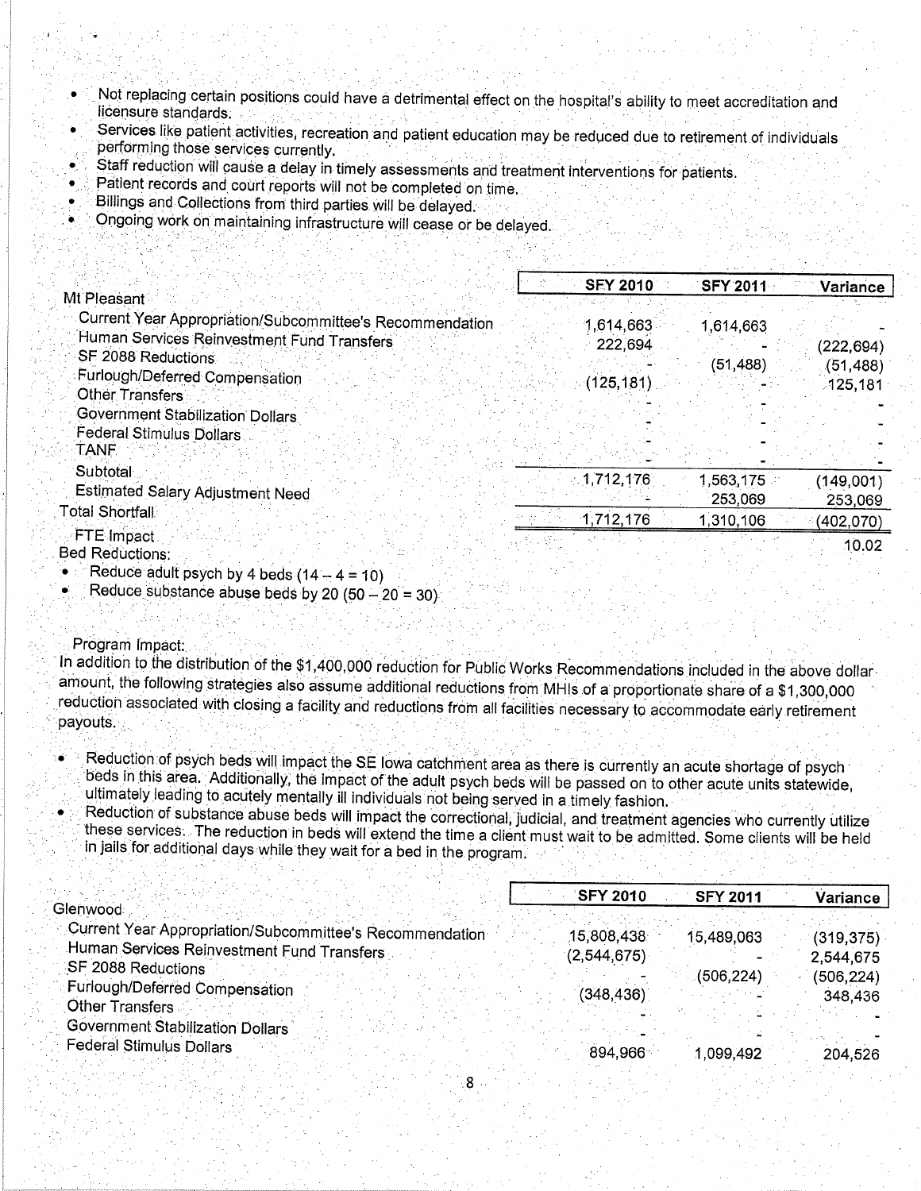- Not replacing certain positions could have a detrimental effect on the hospital's ability to meet accreditation and licensure standards.
- Services like patient activities, recreation and patient education may be reduced due to retirement of individuals performing those services currently.
- Staff reduction will cause a delay in timely assessments and treatment interventions for patients.
- Patient records and court reports will not be completed on time.
- Billings and Collections from third parties will be delayed.
- Ongoing work on maintaining infrastructure will cease or be delayed.

| | SFY 2010 | SFY 2011 | Variance |
|---|---|---|---|
| Mt Pleasant | | | |
| Current Year Appropriation/Subcommittee's Recommendation | 1,614,663 | 1,614,663 | - |
| Human Services Reinvestment Fund Transfers | 222,694 | - | (222,694) |
| SF 2088 Reductions | - | (51,488) | (51,488) |
| Furlough/Deferred Compensation | (125,181) | - | 125,181 |
| Other Transfers | - | - | - |
| Government Stabilization Dollars | - | - | - |
| Federal Stimulus Dollars | - | - | - |
| TANF | - | - | - |
| Subtotal | 1,712,176 | 1,563,175 | (149,001) |
| Estimated Salary Adjustment Need | - | 253,069 | 253,069 |
| Total Shortfall | 1,712,176 | 1,310,106 | (402,070) |
| FTE Impact | | | 10.02 |

Bed Reductions:

- Reduce adult psych by 4 beds (14 – 4 = 10)
- Reduce substance abuse beds by 20 (50 – 20 = 30)

Program Impact:

In addition to the distribution of the $1,400,000 reduction for Public Works Recommendations included in the above dollar amount, the following strategies also assume additional reductions from MHIs of a proportionate share of a $1,300,000 reduction associated with closing a facility and reductions from all facilities necessary to accommodate early retirement payouts.

- Reduction of psych beds will impact the SE Iowa catchment area as there is currently an acute shortage of psych beds in this area. Additionally, the impact of the adult psych beds will be passed on to other acute units statewide, ultimately leading to acutely mentally ill individuals not being served in a timely fashion.
- Reduction of substance abuse beds will impact the correctional, judicial, and treatment agencies who currently utilize these services. The reduction in beds will extend the time a client must wait to be admitted. Some clients will be held in jails for additional days while they wait for a bed in the program.

| | SFY 2010 | SFY 2011 | Variance |
|---|---|---|---|
| Glenwood | | | |
| Current Year Appropriation/Subcommittee's Recommendation | 15,808,438 | 15,489,063 | (319,375) |
| Human Services Reinvestment Fund Transfers | (2,544,675) | - | 2,544,675 |
| SF 2088 Reductions | - | (506,224) | (506,224) |
| Furlough/Deferred Compensation | (348,436) | - | 348,436 |
| Other Transfers | - | - | - |
| Government Stabilization Dollars | - | - | - |
| Federal Stimulus Dollars | 894,966 | 1,099,492 | 204,526 |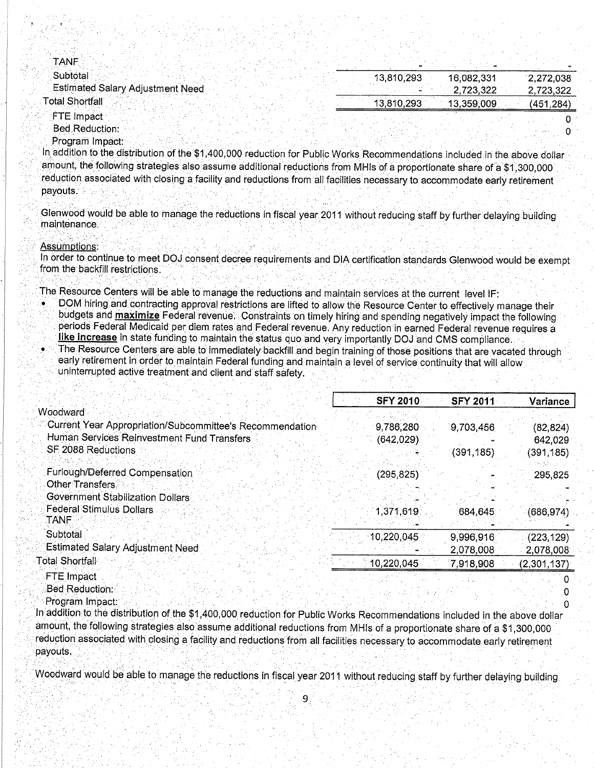| | | | |
|---|---|---|---|
| TANF | - | - | - |
| Subtotal | 13,810,293 | 16,082,331 | 2,272,038 |
| Estimated Salary Adjustment Need | - | 2,723,322 | 2,723,322 |
| Total Shortfall | 13,810,293 | 13,359,009 | (451,284) |
| FTE Impact | | | 0 |
| Bed Reduction: | | | 0 |
| Program Impact: | | | |

In addition to the distribution of the $1,400,000 reduction for Public Works Recommendations included in the above dollar amount, the following strategies also assume additional reductions from MHIs of a proportionate share of a $1,300,000 reduction associated with closing a facility and reductions from all facilities necessary to accommodate early retirement payouts.

Glenwood would be able to manage the reductions in fiscal year 2011 without reducing staff by further delaying building maintenance.

Assumptions:
In order to continue to meet DOJ consent decree requirements and DIA certification standards Glenwood would be exempt from the backfill restrictions.

The Resource Centers will be able to manage the reductions and maintain services at the current level IF:

- DOM hiring and contracting approval restrictions are lifted to allow the Resource Center to effectively manage their budgets and **maximize** Federal revenue. Constraints on timely hiring and spending negatively impact the following periods Federal Medicaid per diem rates and Federal revenue. Any reduction in earned Federal revenue requires a **like increase** in state funding to maintain the status quo and very importantly DOJ and CMS compliance.
- The Resource Centers are able to immediately backfill and begin training of those positions that are vacated through early retirement in order to maintain Federal funding and maintain a level of service continuity that will allow uninterrupted active treatment and client and staff safety.

| | SFY 2010 | SFY 2011 | Variance |
|---|---|---|---|
| Woodward | | | |
| Current Year Appropriation/Subcommittee's Recommendation | 9,786,280 | 9,703,456 | (82,824) |
| Human Services Reinvestment Fund Transfers | (642,029) | - | 642,029 |
| SF 2088 Reductions | - | (391,185) | (391,185) |
| Furlough/Deferred Compensation | (295,825) | - | 295,825 |
| Other Transfers | - | - | - |
| Government Stabilization Dollars | - | - | - |
| Federal Stimulus Dollars | 1,371,619 | 684,645 | (686,974) |
| TANF | - | - | - |
| Subtotal | 10,220,045 | 9,996,916 | (223,129) |
| Estimated Salary Adjustment Need | - | 2,078,008 | 2,078,008 |
| Total Shortfall | 10,220,045 | 7,918,908 | (2,301,137) |
| FTE Impact | | | 0 |
| Bed Reduction: | | | 0 |
| Program Impact: | | | 0 |

In addition to the distribution of the $1,400,000 reduction for Public Works Recommendations included in the above dollar amount, the following strategies also assume additional reductions from MHIs of a proportionate share of a $1,300,000 reduction associated with closing a facility and reductions from all facilities necessary to accommodate early retirement payouts.

Woodward would be able to manage the reductions in fiscal year 2011 without reducing staff by further delaying building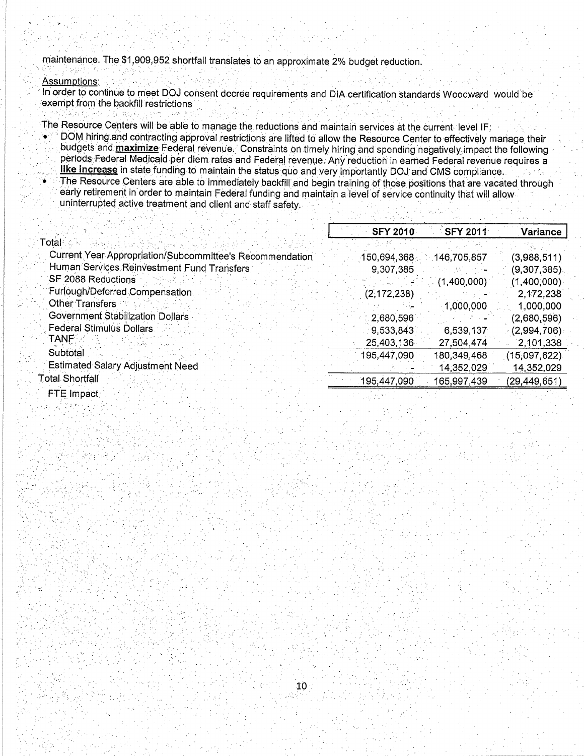maintenance. The $1,909,952 shortfall translates to an approximate 2% budget reduction.

Assumptions:

In order to continue to meet DOJ consent decree requirements and DIA certification standards Woodward would be exempt from the backfill restrictions

The Resource Centers will be able to manage the reductions and maintain services at the current level IF:

- DOM hiring and contracting approval restrictions are lifted to allow the Resource Center to effectively manage their budgets and **maximize** Federal revenue. Constraints on timely hiring and spending negatively impact the following periods Federal Medicaid per diem rates and Federal revenue. Any reduction in earned Federal revenue requires a **like increase** in state funding to maintain the status quo and very importantly DOJ and CMS compliance.
- The Resource Centers are able to immediately backfill and begin training of those positions that are vacated through early retirement in order to maintain Federal funding and maintain a level of service continuity that will allow uninterrupted active treatment and client and staff safety.

| | SFY 2010 | SFY 2011 | Variance |
|---|---|---|---|
| Total | | | |
| Current Year Appropriation/Subcommittee's Recommendation | 150,694,368 | 146,705,857 | (3,988,511) |
| Human Services Reinvestment Fund Transfers | 9,307,385 | - | (9,307,385) |
| SF 2088 Reductions | - | (1,400,000) | (1,400,000) |
| Furlough/Deferred Compensation | (2,172,238) | - | 2,172,238 |
| Other Transfers | - | 1,000,000 | 1,000,000 |
| Government Stabilization Dollars | 2,680,596 | - | (2,680,596) |
| Federal Stimulus Dollars | 9,533,843 | 6,539,137 | (2,994,706) |
| TANF | 25,403,136 | 27,504,474 | 2,101,338 |
| Subtotal | 195,447,090 | 180,349,468 | (15,097,622) |
| Estimated Salary Adjustment Need | - | 14,352,029 | 14,352,029 |
| Total Shortfall | 195,447,090 | 165,997,439 | (29,449,651) |
| FTE Impact | | | |